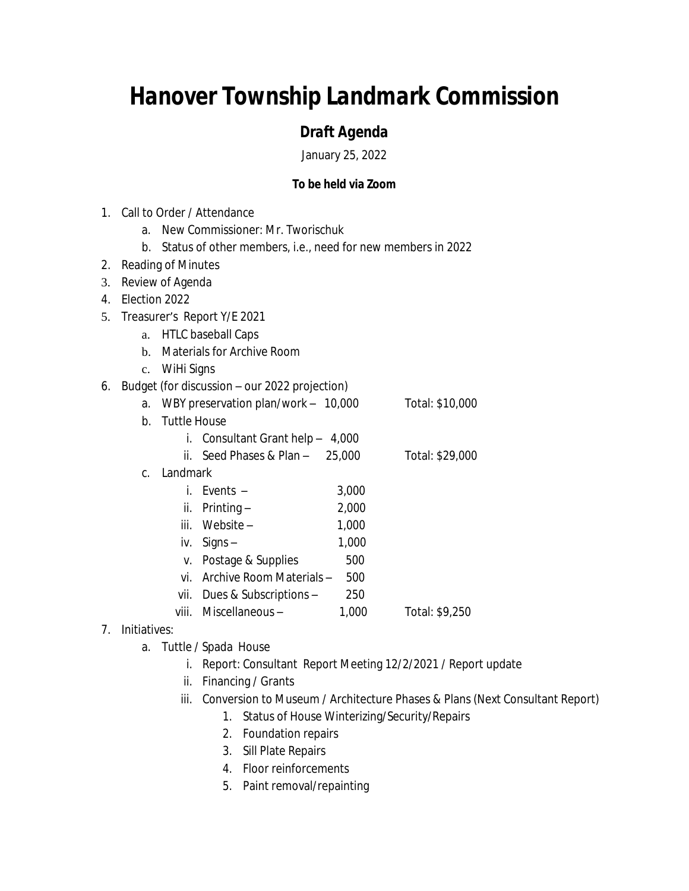# Hanover Township Landmark Commission

## Draft Agenda

January 25, 2022

**To be held via Zoom**

1. Call to Order / Attendance
   a. New Commissioner: Mr. Tworischuk
   b. Status of other members, i.e., need for new members in 2022
2. Reading of Minutes
3. Review of Agenda
4. Election 2022
5. Treasurer's Report Y/E 2021
   a. HTLC baseball Caps
   b. Materials for Archive Room
   c. WiHi Signs
6. Budget (for discussion – our 2022 projection)
   a. WBY preservation plan/work – 10,000 Total: $10,000
   b. Tuttle House
      i. Consultant Grant help – 4,000
      ii. Seed Phases & Plan – 25,000 Total: $29,000
   c. Landmark
      i. Events – 3,000
      ii. Printing – 2,000
      iii. Website – 1,000
      iv. Signs – 1,000
      v. Postage & Supplies 500
      vi. Archive Room Materials – 500
      vii. Dues & Subscriptions – 250
      viii. Miscellaneous – 1,000 Total: $9,250
7. Initiatives:
   a. Tuttle / Spada House
      i. Report: Consultant Report Meeting 12/2/2021 / Report update
      ii. Financing / Grants
      iii. Conversion to Museum / Architecture Phases & Plans (Next Consultant Report)
         1. Status of House Winterizing/Security/Repairs
         2. Foundation repairs
         3. Sill Plate Repairs
         4. Floor reinforcements
         5. Paint removal/repainting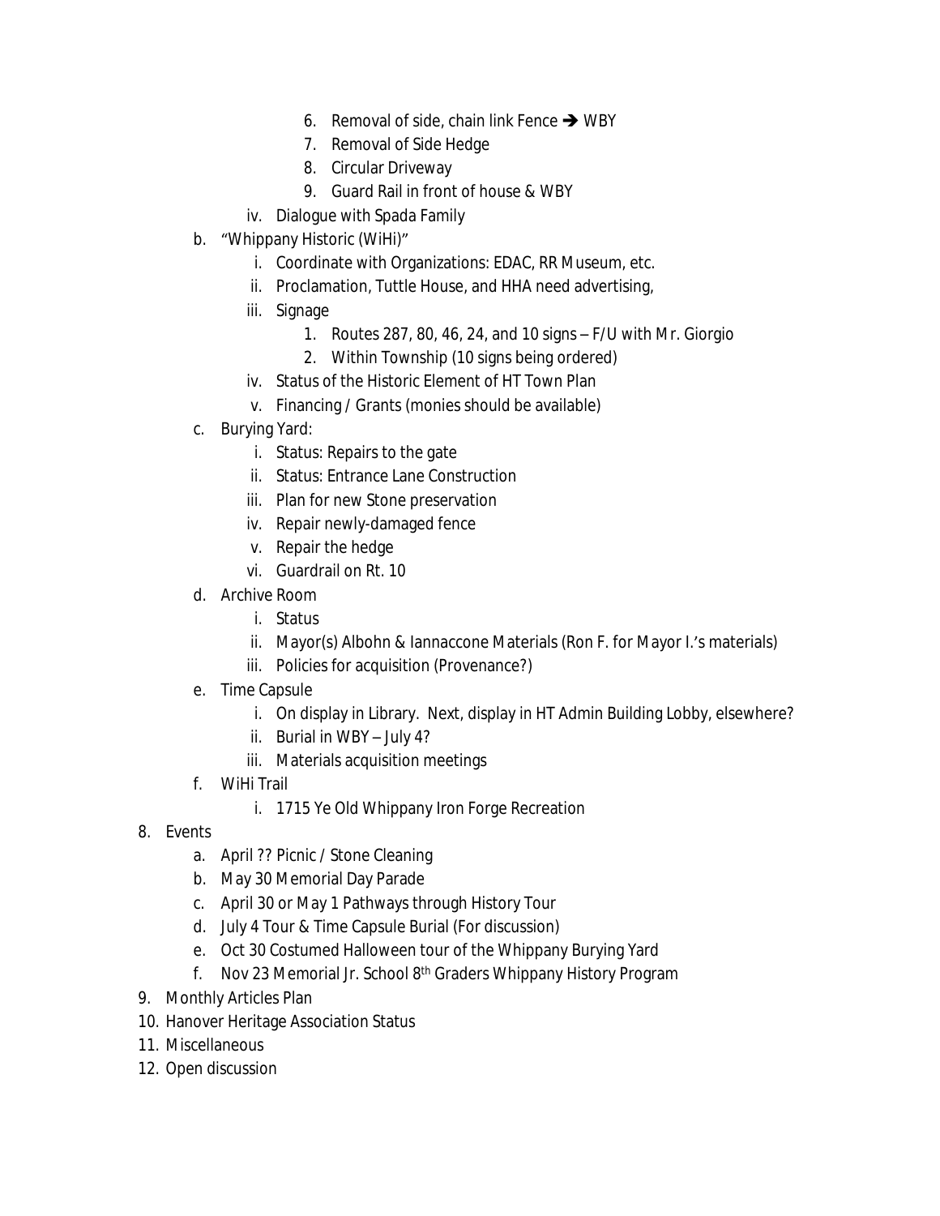6. Removal of side, chain link Fence ➔ WBY
7. Removal of Side Hedge
8. Circular Driveway
9. Guard Rail in front of house & WBY

iv. Dialogue with Spada Family

b. "Whippany Historic (WiHi)"

i. Coordinate with Organizations: EDAC, RR Museum, etc.

ii. Proclamation, Tuttle House, and HHA need advertising,

iii. Signage

1. Routes 287, 80, 46, 24, and 10 signs – F/U with Mr. Giorgio
2. Within Township (10 signs being ordered)

iv. Status of the Historic Element of HT Town Plan

v. Financing / Grants (monies should be available)

c. Burying Yard:

i. Status: Repairs to the gate

ii. Status: Entrance Lane Construction

iii. Plan for new Stone preservation

iv. Repair newly-damaged fence

v. Repair the hedge

vi. Guardrail on Rt. 10

d. Archive Room

i. Status

ii. Mayor(s) Albohn & Iannaccone Materials (Ron F. for Mayor I.'s materials)

iii. Policies for acquisition (Provenance?)

e. Time Capsule

i. On display in Library. Next, display in HT Admin Building Lobby, elsewhere?

ii. Burial in WBY – July 4?

iii. Materials acquisition meetings

f. WiHi Trail

i. 1715 Ye Old Whippany Iron Forge Recreation

8. Events

a. April ?? Picnic / Stone Cleaning

b. May 30 Memorial Day Parade

c. April 30 or May 1 Pathways through History Tour

d. July 4 Tour & Time Capsule Burial (For discussion)

e. Oct 30 Costumed Halloween tour of the Whippany Burying Yard

f. Nov 23 Memorial Jr. School 8th Graders Whippany History Program

9. Monthly Articles Plan
10. Hanover Heritage Association Status
11. Miscellaneous
12. Open discussion